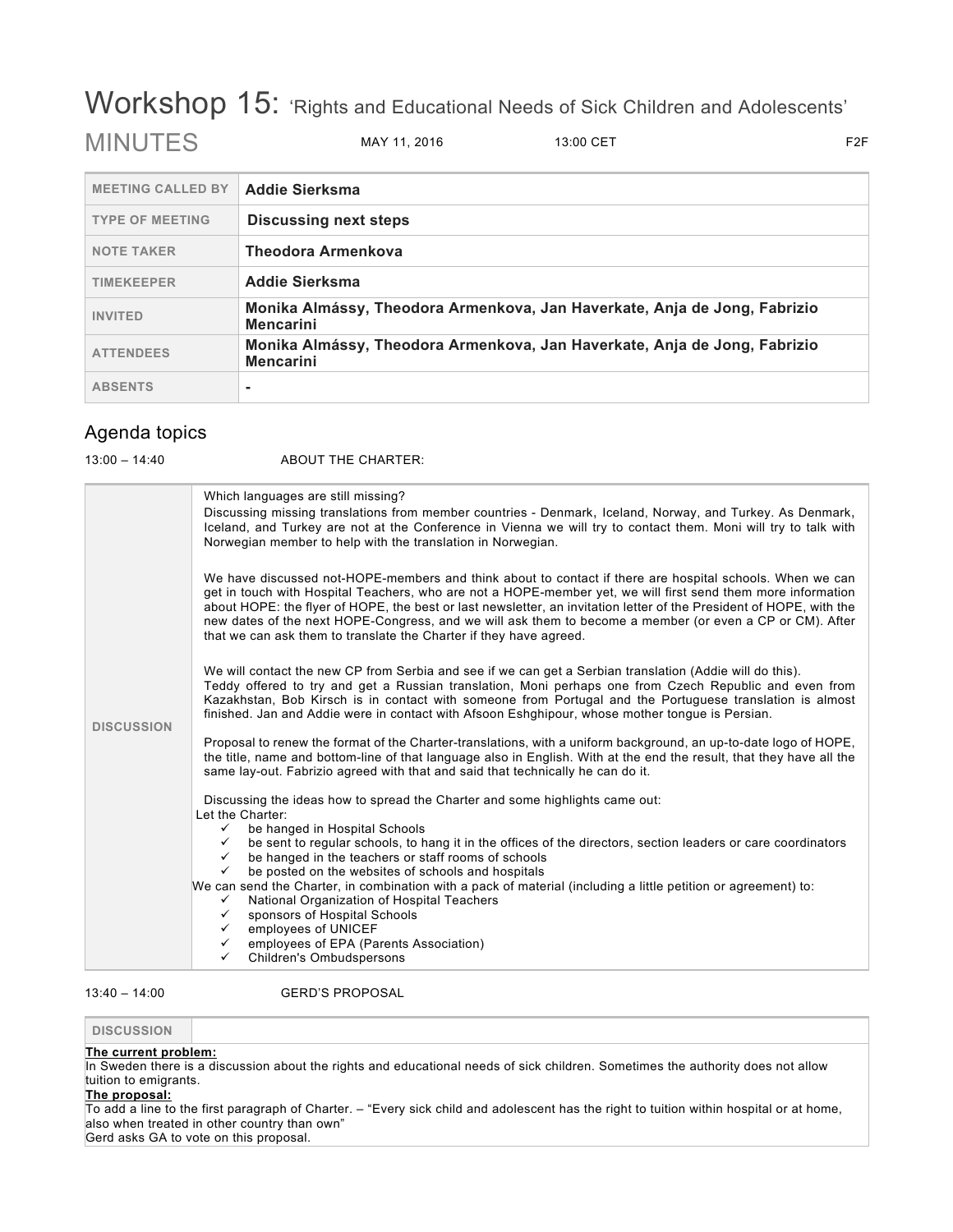# Workshop 15: 'Rights and Educational Needs of Sick Children and Adolescents'

MINUTES — MAY 11, 2016 — 13:00 CET — F2F

| | |
|---|---|
| MEETING CALLED BY | **Addie Sierksma** |
| TYPE OF MEETING | **Discussing next steps** |
| NOTE TAKER | **Theodora Armenkova** |
| TIMEKEEPER | **Addie Sierksma** |
| INVITED | **Monika Almássy, Theodora Armenkova, Jan Haverkate, Anja de Jong, Fabrizio Mencarini** |
| ATTENDEES | **Monika Almássy, Theodora Armenkova, Jan Haverkate, Anja de Jong, Fabrizio Mencarini** |
| ABSENTS | **-** |

## Agenda topics

13:00 – 14:40 ABOUT THE CHARTER:

**DISCUSSION**

Which languages are still missing?

Discussing missing translations from member countries - Denmark, Iceland, Norway, and Turkey. As Denmark, Iceland, and Turkey are not at the Conference in Vienna we will try to contact them. Moni will try to talk with Norwegian member to help with the translation in Norwegian.

We have discussed not-HOPE-members and think about to contact if there are hospital schools. When we can get in touch with Hospital Teachers, who are not a HOPE-member yet, we will first send them more information about HOPE: the flyer of HOPE, the best or last newsletter, an invitation letter of the President of HOPE, with the new dates of the next HOPE-Congress, and we will ask them to become a member (or even a CP or CM). After that we can ask them to translate the Charter if they have agreed.

We will contact the new CP from Serbia and see if we can get a Serbian translation (Addie will do this).
Teddy offered to try and get a Russian translation, Moni perhaps one from Czech Republic and even from Kazakhstan, Bob Kirsch is in contact with someone from Portugal and the Portuguese translation is almost finished. Jan and Addie were in contact with Afsoon Eshghipour, whose mother tongue is Persian.

Proposal to renew the format of the Charter-translations, with a uniform background, an up-to-date logo of HOPE, the title, name and bottom-line of that language also in English. With at the end the result, that they have all the same lay-out. Fabrizio agreed with that and said that technically he can do it.

Discussing the ideas how to spread the Charter and some highlights came out:

Let the Charter:

- ✓ be hanged in Hospital Schools
- ✓ be sent to regular schools, to hang it in the offices of the directors, section leaders or care coordinators
- ✓ be hanged in the teachers or staff rooms of schools
- ✓ be posted on the websites of schools and hospitals

We can send the Charter, in combination with a pack of material (including a little petition or agreement) to:

- ✓ National Organization of Hospital Teachers
- ✓ sponsors of Hospital Schools
- ✓ employees of UNICEF
- ✓ employees of EPA (Parents Association)
- ✓ Children's Ombudspersons

13:40 – 14:00 GERD'S PROPOSAL

**DISCUSSION**

**The current problem:**
In Sweden there is a discussion about the rights and educational needs of sick children. Sometimes the authority does not allow tuition to emigrants.

**The proposal:**
To add a line to the first paragraph of Charter. – "Every sick child and adolescent has the right to tuition within hospital or at home, also when treated in other country than own"
Gerd asks GA to vote on this proposal.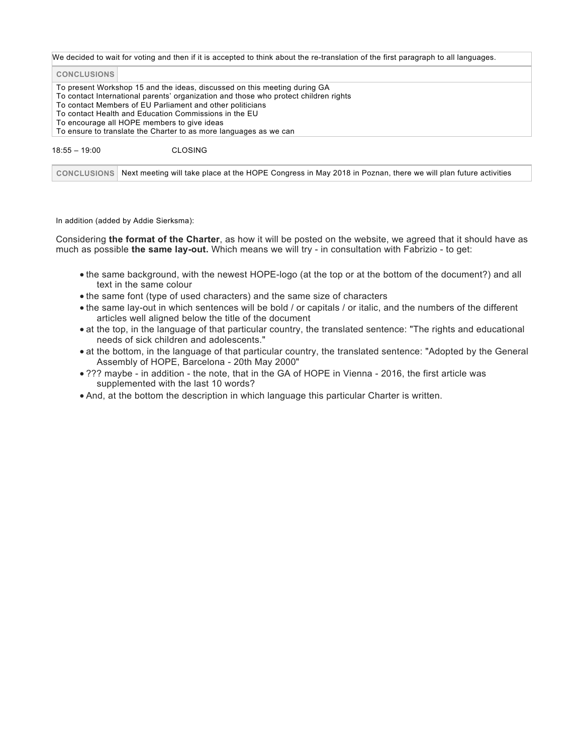| |
|---|
| We decided to wait for voting and then if it is accepted to think about the re-translation of the first paragraph to all languages. |

| CONCLUSIONS | |
|---|---|
| To present Workshop 15 and the ideas, discussed on this meeting during GA<br>To contact International parents' organization and those who protect children rights<br>To contact Members of EU Parliament and other politicians<br>To contact Health and Education Commissions in the EU<br>To encourage all HOPE members to give ideas<br>To ensure to translate the Charter to as more languages as we can | |

18:55 – 19:00 CLOSING

| CONCLUSIONS | Next meeting will take place at the HOPE Congress in May 2018 in Poznan, there we will plan future activities |
|---|---|

In addition (added by Addie Sierksma):

Considering **the format of the Charter**, as how it will be posted on the website, we agreed that it should have as much as possible **the same lay-out.** Which means we will try - in consultation with Fabrizio - to get:

- the same background, with the newest HOPE-logo (at the top or at the bottom of the document?) and all text in the same colour
- the same font (type of used characters) and the same size of characters
- the same lay-out in which sentences will be bold / or capitals / or italic, and the numbers of the different articles well aligned below the title of the document
- at the top, in the language of that particular country, the translated sentence: "The rights and educational needs of sick children and adolescents."
- at the bottom, in the language of that particular country, the translated sentence: "Adopted by the General Assembly of HOPE, Barcelona - 20th May 2000"
- ??? maybe - in addition - the note, that in the GA of HOPE in Vienna - 2016, the first article was supplemented with the last 10 words?
- And, at the bottom the description in which language this particular Charter is written.